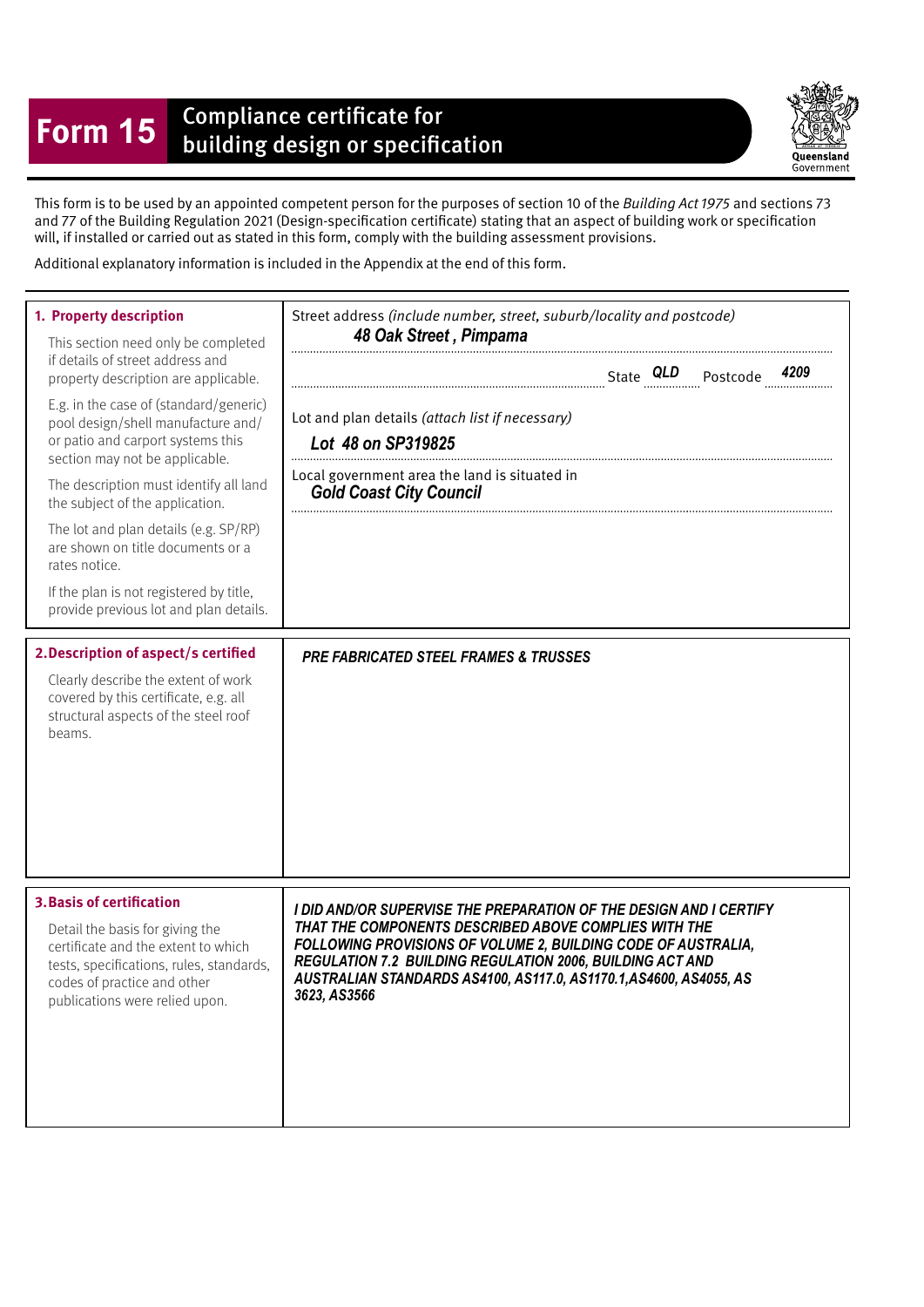# Form 15 Compliance certificate for building design or specification

Queensland Government

This form is to be used by an appointed competent person for the purposes of section 10 of the *Building Act 1975* and sections 73 and 77 of the Building Regulation 2021 (Design-specification certificate) stating that an aspect of building work or specification will, if installed or carried out as stated in this form, comply with the building assessment provisions.

Additional explanatory information is included in the Appendix at the end of this form.

| | |
|---|---|
| **1. Property description**<br><br>This section need only be completed if details of street address and property description are applicable.<br><br>E.g. in the case of (standard/generic) pool design/shell manufacture and/or patio and carport systems this section may not be applicable.<br><br>The description must identify all land the subject of the application.<br><br>The lot and plan details (e.g. SP/RP) are shown on title documents or a rates notice.<br><br>If the plan is not registered by title, provide previous lot and plan details. | Street address *(include number, street, suburb/locality and postcode)*<br>***48 Oak Street , Pimpama***<br><br>State ***QLD*** Postcode ***4209***<br><br>Lot and plan details *(attach list if necessary)*<br>***Lot 48 on SP319825***<br><br>Local government area the land is situated in<br>***Gold Coast City Council*** |
| **2. Description of aspect/s certified**<br><br>Clearly describe the extent of work covered by this certificate, e.g. all structural aspects of the steel roof beams. | ***PRE FABRICATED STEEL FRAMES & TRUSSES*** |
| **3. Basis of certification**<br><br>Detail the basis for giving the certificate and the extent to which tests, specifications, rules, standards, codes of practice and other publications were relied upon. | ***I DID AND/OR SUPERVISE THE PREPARATION OF THE DESIGN AND I CERTIFY THAT THE COMPONENTS DESCRIBED ABOVE COMPLIES WITH THE FOLLOWING PROVISIONS OF VOLUME 2, BUILDING CODE OF AUSTRALIA, REGULATION 7.2 BUILDING REGULATION 2006, BUILDING ACT AND AUSTRALIAN STANDARDS AS4100, AS117.0, AS1170.1,AS4600, AS4055, AS 3623, AS3566*** |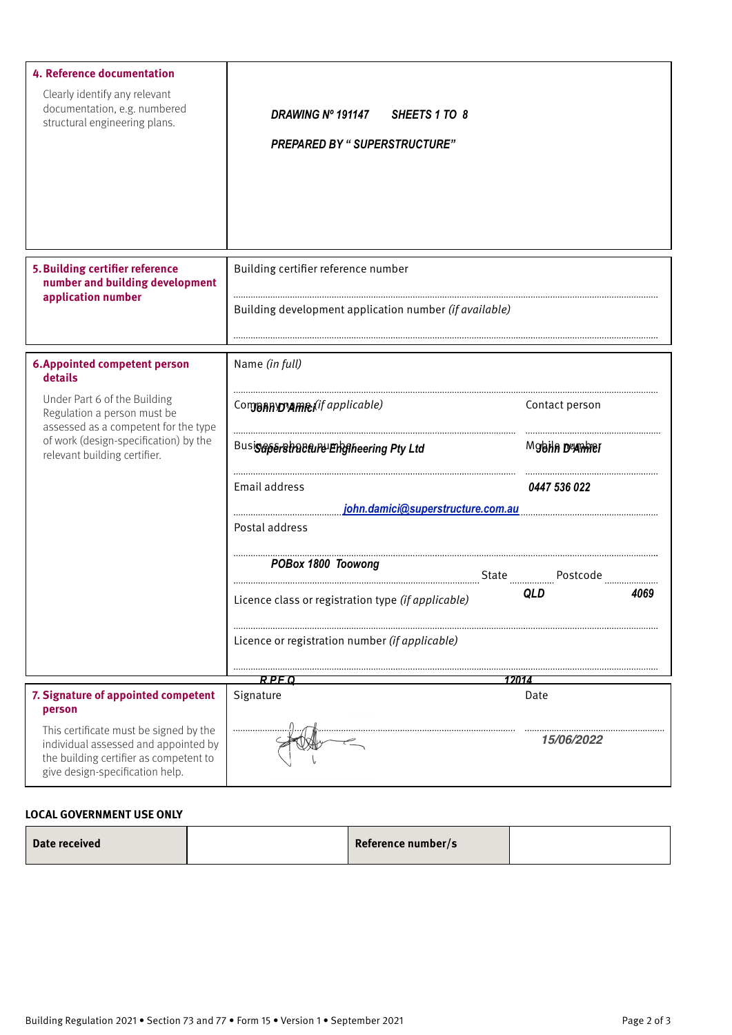| | |
|---|---|
| **4. Reference documentation**<br><br>Clearly identify any relevant documentation, e.g. numbered structural engineering plans. | *DRAWING Nº 191147 SHEETS 1 TO 8*<br><br>*PREPARED BY " SUPERSTRUCTURE"* |

| | |
|---|---|
| **5. Building certifier reference number and building development application number** | Building certifier reference number<br><br>Building development application number *(if available)* |

| | | |
|---|---|---|
| **6. Appointed competent person details**<br><br>Under Part 6 of the Building Regulation a person must be assessed as a competent for the type of work (design-specification) by the relevant building certifier. | Name *(in full)*<br>*John D'Amici* | |
| | Company name *(if applicable)*<br>*Superstructure Engineering Pty Ltd* | Contact person<br>*John D'Amici* |
| | Business phone number | Mobile number<br>*0447 536 022* |
| | Email address<br>*john.damici@superstructure.com.au* | |
| | Postal address<br>*POBox 1800 Toowong* | State *QLD* Postcode *4069* |
| | Licence class or registration type *(if applicable)*<br>*R.P.E.Q* | |
| | Licence or registration number *(if applicable)*<br>*12014* | |

| | | |
|---|---|---|
| **7. Signature of appointed competent person**<br><br>This certificate must be signed by the individual assessed and appointed by the building certifier as competent to give design-specification help. | Signature<br>[signature] | Date<br>*15/06/2022* |

**LOCAL GOVERNMENT USE ONLY**

| | | | |
|---|---|---|---|
| **Date received** | | **Reference number/s** | |

Building Regulation 2021 • Section 73 and 77 • Form 15 • Version 1 • September 2021